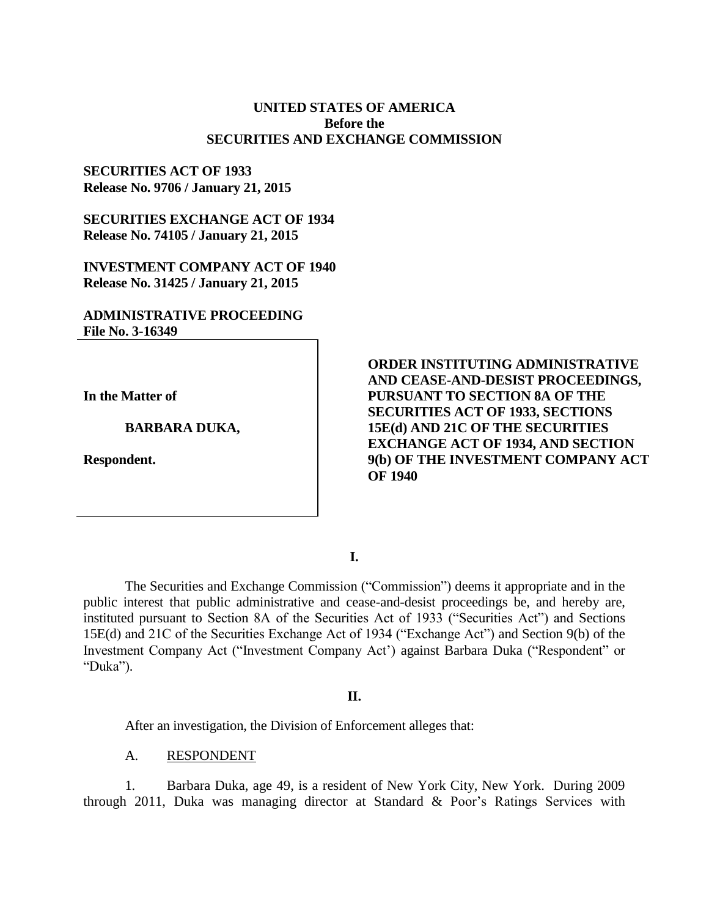**UNITED STATES OF AMERICA**
**Before the**
**SECURITIES AND EXCHANGE COMMISSION**

**SECURITIES ACT OF 1933**
**Release No. 9706 / January 21, 2015**

**SECURITIES EXCHANGE ACT OF 1934**
**Release No. 74105 / January 21, 2015**

**INVESTMENT COMPANY ACT OF 1940**
**Release No. 31425 / January 21, 2015**

**ADMINISTRATIVE PROCEEDING**
**File No. 3-16349**

| | |
|---|---|
| **In the Matter of**<br><br>**BARBARA DUKA,**<br><br>**Respondent.** | **ORDER INSTITUTING ADMINISTRATIVE AND CEASE-AND-DESIST PROCEEDINGS, PURSUANT TO SECTION 8A OF THE SECURITIES ACT OF 1933, SECTIONS 15E(d) AND 21C OF THE SECURITIES EXCHANGE ACT OF 1934, AND SECTION 9(b) OF THE INVESTMENT COMPANY ACT OF 1940** |

## I.

The Securities and Exchange Commission ("Commission") deems it appropriate and in the public interest that public administrative and cease-and-desist proceedings be, and hereby are, instituted pursuant to Section 8A of the Securities Act of 1933 ("Securities Act") and Sections 15E(d) and 21C of the Securities Exchange Act of 1934 ("Exchange Act") and Section 9(b) of the Investment Company Act ("Investment Company Act') against Barbara Duka ("Respondent" or "Duka").

## II.

After an investigation, the Division of Enforcement alleges that:

A. RESPONDENT

1. Barbara Duka, age 49, is a resident of New York City, New York. During 2009 through 2011, Duka was managing director at Standard & Poor's Ratings Services with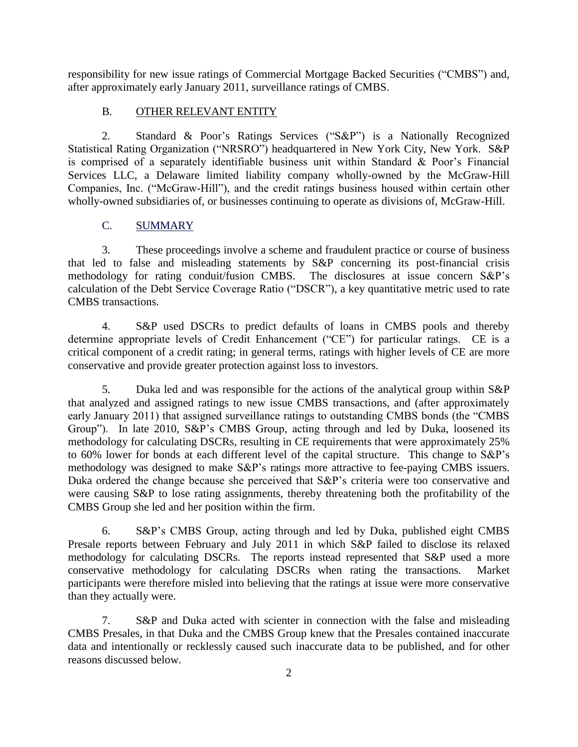responsibility for new issue ratings of Commercial Mortgage Backed Securities ("CMBS") and, after approximately early January 2011, surveillance ratings of CMBS.

### B. OTHER RELEVANT ENTITY

2. Standard & Poor's Ratings Services ("S&P") is a Nationally Recognized Statistical Rating Organization ("NRSRO") headquartered in New York City, New York. S&P is comprised of a separately identifiable business unit within Standard & Poor's Financial Services LLC, a Delaware limited liability company wholly-owned by the McGraw-Hill Companies, Inc. ("McGraw-Hill"), and the credit ratings business housed within certain other wholly-owned subsidiaries of, or businesses continuing to operate as divisions of, McGraw-Hill.

### C. SUMMARY

3. These proceedings involve a scheme and fraudulent practice or course of business that led to false and misleading statements by S&P concerning its post-financial crisis methodology for rating conduit/fusion CMBS. The disclosures at issue concern S&P's calculation of the Debt Service Coverage Ratio ("DSCR"), a key quantitative metric used to rate CMBS transactions.

4. S&P used DSCRs to predict defaults of loans in CMBS pools and thereby determine appropriate levels of Credit Enhancement ("CE") for particular ratings. CE is a critical component of a credit rating; in general terms, ratings with higher levels of CE are more conservative and provide greater protection against loss to investors.

5. Duka led and was responsible for the actions of the analytical group within S&P that analyzed and assigned ratings to new issue CMBS transactions, and (after approximately early January 2011) that assigned surveillance ratings to outstanding CMBS bonds (the "CMBS Group"). In late 2010, S&P's CMBS Group, acting through and led by Duka, loosened its methodology for calculating DSCRs, resulting in CE requirements that were approximately 25% to 60% lower for bonds at each different level of the capital structure. This change to S&P's methodology was designed to make S&P's ratings more attractive to fee-paying CMBS issuers. Duka ordered the change because she perceived that S&P's criteria were too conservative and were causing S&P to lose rating assignments, thereby threatening both the profitability of the CMBS Group she led and her position within the firm.

6. S&P's CMBS Group, acting through and led by Duka, published eight CMBS Presale reports between February and July 2011 in which S&P failed to disclose its relaxed methodology for calculating DSCRs. The reports instead represented that S&P used a more conservative methodology for calculating DSCRs when rating the transactions. Market participants were therefore misled into believing that the ratings at issue were more conservative than they actually were.

7. S&P and Duka acted with scienter in connection with the false and misleading CMBS Presales, in that Duka and the CMBS Group knew that the Presales contained inaccurate data and intentionally or recklessly caused such inaccurate data to be published, and for other reasons discussed below.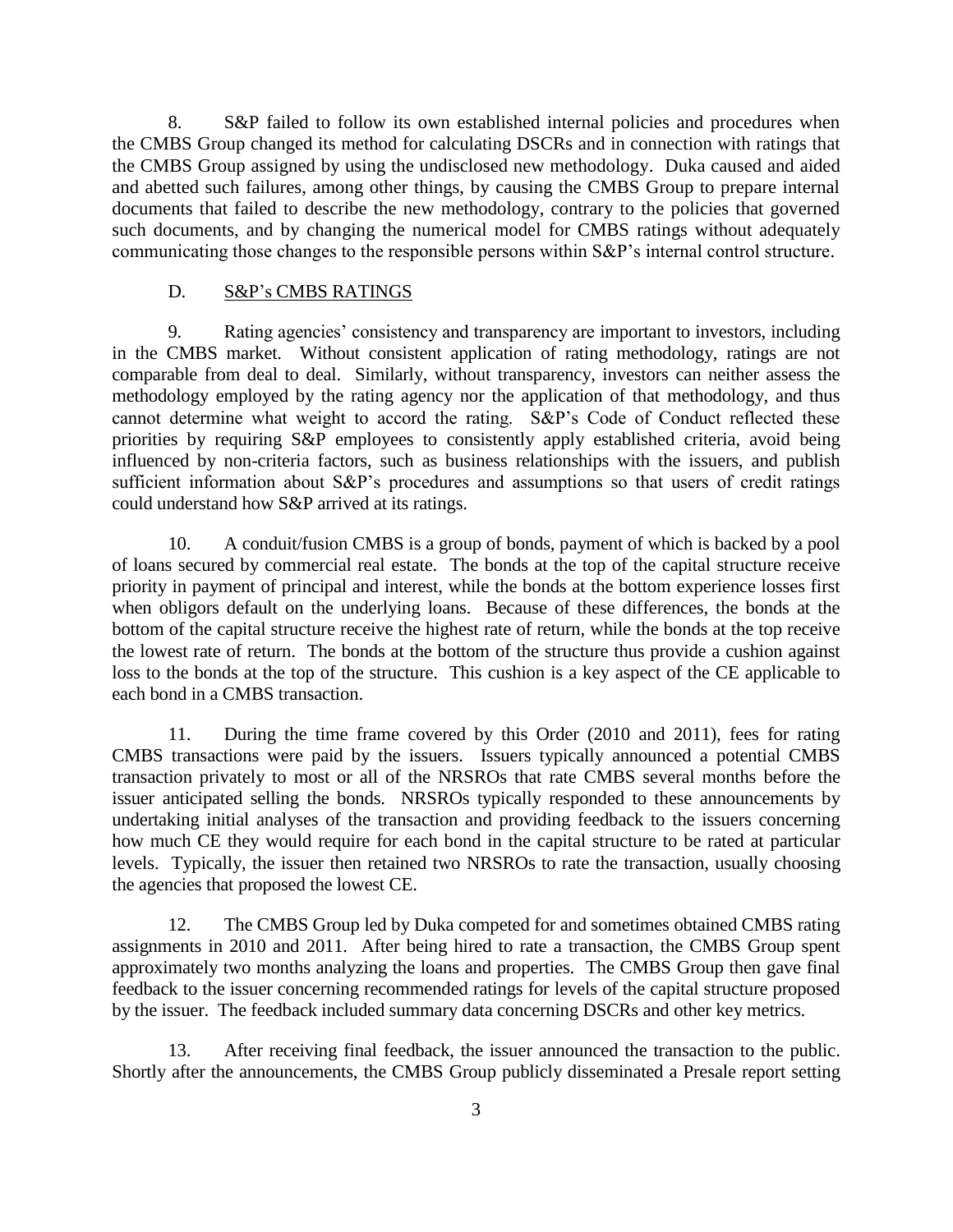8. S&P failed to follow its own established internal policies and procedures when the CMBS Group changed its method for calculating DSCRs and in connection with ratings that the CMBS Group assigned by using the undisclosed new methodology. Duka caused and aided and abetted such failures, among other things, by causing the CMBS Group to prepare internal documents that failed to describe the new methodology, contrary to the policies that governed such documents, and by changing the numerical model for CMBS ratings without adequately communicating those changes to the responsible persons within S&P's internal control structure.

### D. <u>S&P's CMBS RATINGS</u>

9. Rating agencies' consistency and transparency are important to investors, including in the CMBS market. Without consistent application of rating methodology, ratings are not comparable from deal to deal. Similarly, without transparency, investors can neither assess the methodology employed by the rating agency nor the application of that methodology, and thus cannot determine what weight to accord the rating. S&P's Code of Conduct reflected these priorities by requiring S&P employees to consistently apply established criteria, avoid being influenced by non-criteria factors, such as business relationships with the issuers, and publish sufficient information about S&P's procedures and assumptions so that users of credit ratings could understand how S&P arrived at its ratings.

10. A conduit/fusion CMBS is a group of bonds, payment of which is backed by a pool of loans secured by commercial real estate. The bonds at the top of the capital structure receive priority in payment of principal and interest, while the bonds at the bottom experience losses first when obligors default on the underlying loans. Because of these differences, the bonds at the bottom of the capital structure receive the highest rate of return, while the bonds at the top receive the lowest rate of return. The bonds at the bottom of the structure thus provide a cushion against loss to the bonds at the top of the structure. This cushion is a key aspect of the CE applicable to each bond in a CMBS transaction.

11. During the time frame covered by this Order (2010 and 2011), fees for rating CMBS transactions were paid by the issuers. Issuers typically announced a potential CMBS transaction privately to most or all of the NRSROs that rate CMBS several months before the issuer anticipated selling the bonds. NRSROs typically responded to these announcements by undertaking initial analyses of the transaction and providing feedback to the issuers concerning how much CE they would require for each bond in the capital structure to be rated at particular levels. Typically, the issuer then retained two NRSROs to rate the transaction, usually choosing the agencies that proposed the lowest CE.

12. The CMBS Group led by Duka competed for and sometimes obtained CMBS rating assignments in 2010 and 2011. After being hired to rate a transaction, the CMBS Group spent approximately two months analyzing the loans and properties. The CMBS Group then gave final feedback to the issuer concerning recommended ratings for levels of the capital structure proposed by the issuer. The feedback included summary data concerning DSCRs and other key metrics.

13. After receiving final feedback, the issuer announced the transaction to the public. Shortly after the announcements, the CMBS Group publicly disseminated a Presale report setting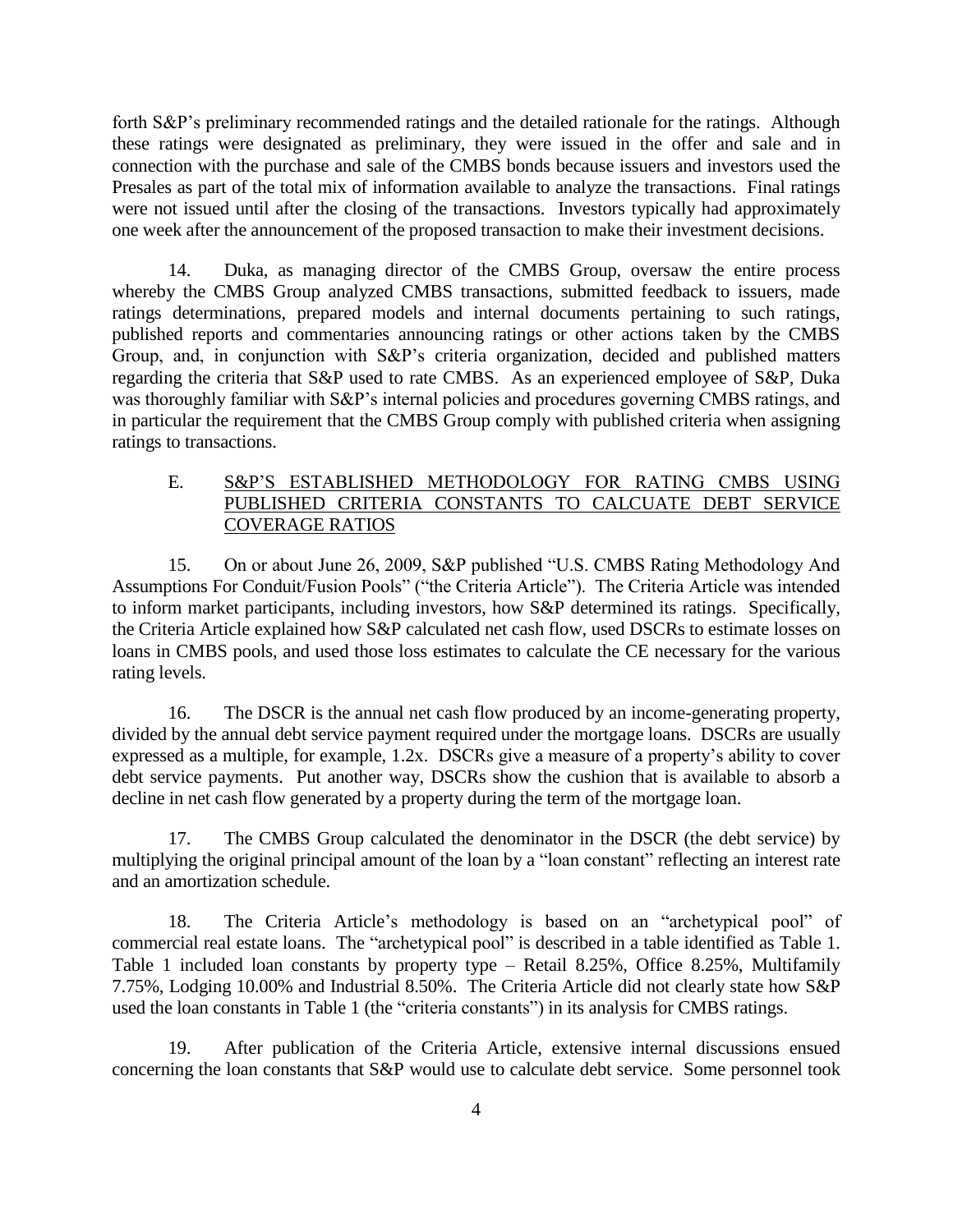forth S&P's preliminary recommended ratings and the detailed rationale for the ratings. Although these ratings were designated as preliminary, they were issued in the offer and sale and in connection with the purchase and sale of the CMBS bonds because issuers and investors used the Presales as part of the total mix of information available to analyze the transactions. Final ratings were not issued until after the closing of the transactions. Investors typically had approximately one week after the announcement of the proposed transaction to make their investment decisions.

14. Duka, as managing director of the CMBS Group, oversaw the entire process whereby the CMBS Group analyzed CMBS transactions, submitted feedback to issuers, made ratings determinations, prepared models and internal documents pertaining to such ratings, published reports and commentaries announcing ratings or other actions taken by the CMBS Group, and, in conjunction with S&P's criteria organization, decided and published matters regarding the criteria that S&P used to rate CMBS. As an experienced employee of S&P, Duka was thoroughly familiar with S&P's internal policies and procedures governing CMBS ratings, and in particular the requirement that the CMBS Group comply with published criteria when assigning ratings to transactions.

## E. S&P'S ESTABLISHED METHODOLOGY FOR RATING CMBS USING PUBLISHED CRITERIA CONSTANTS TO CALCUATE DEBT SERVICE COVERAGE RATIOS

15. On or about June 26, 2009, S&P published "U.S. CMBS Rating Methodology And Assumptions For Conduit/Fusion Pools" ("the Criteria Article"). The Criteria Article was intended to inform market participants, including investors, how S&P determined its ratings. Specifically, the Criteria Article explained how S&P calculated net cash flow, used DSCRs to estimate losses on loans in CMBS pools, and used those loss estimates to calculate the CE necessary for the various rating levels.

16. The DSCR is the annual net cash flow produced by an income-generating property, divided by the annual debt service payment required under the mortgage loans. DSCRs are usually expressed as a multiple, for example, 1.2x. DSCRs give a measure of a property's ability to cover debt service payments. Put another way, DSCRs show the cushion that is available to absorb a decline in net cash flow generated by a property during the term of the mortgage loan.

17. The CMBS Group calculated the denominator in the DSCR (the debt service) by multiplying the original principal amount of the loan by a "loan constant" reflecting an interest rate and an amortization schedule.

18. The Criteria Article's methodology is based on an "archetypical pool" of commercial real estate loans. The "archetypical pool" is described in a table identified as Table 1. Table 1 included loan constants by property type – Retail 8.25%, Office 8.25%, Multifamily 7.75%, Lodging 10.00% and Industrial 8.50%. The Criteria Article did not clearly state how S&P used the loan constants in Table 1 (the "criteria constants") in its analysis for CMBS ratings.

19. After publication of the Criteria Article, extensive internal discussions ensued concerning the loan constants that S&P would use to calculate debt service. Some personnel took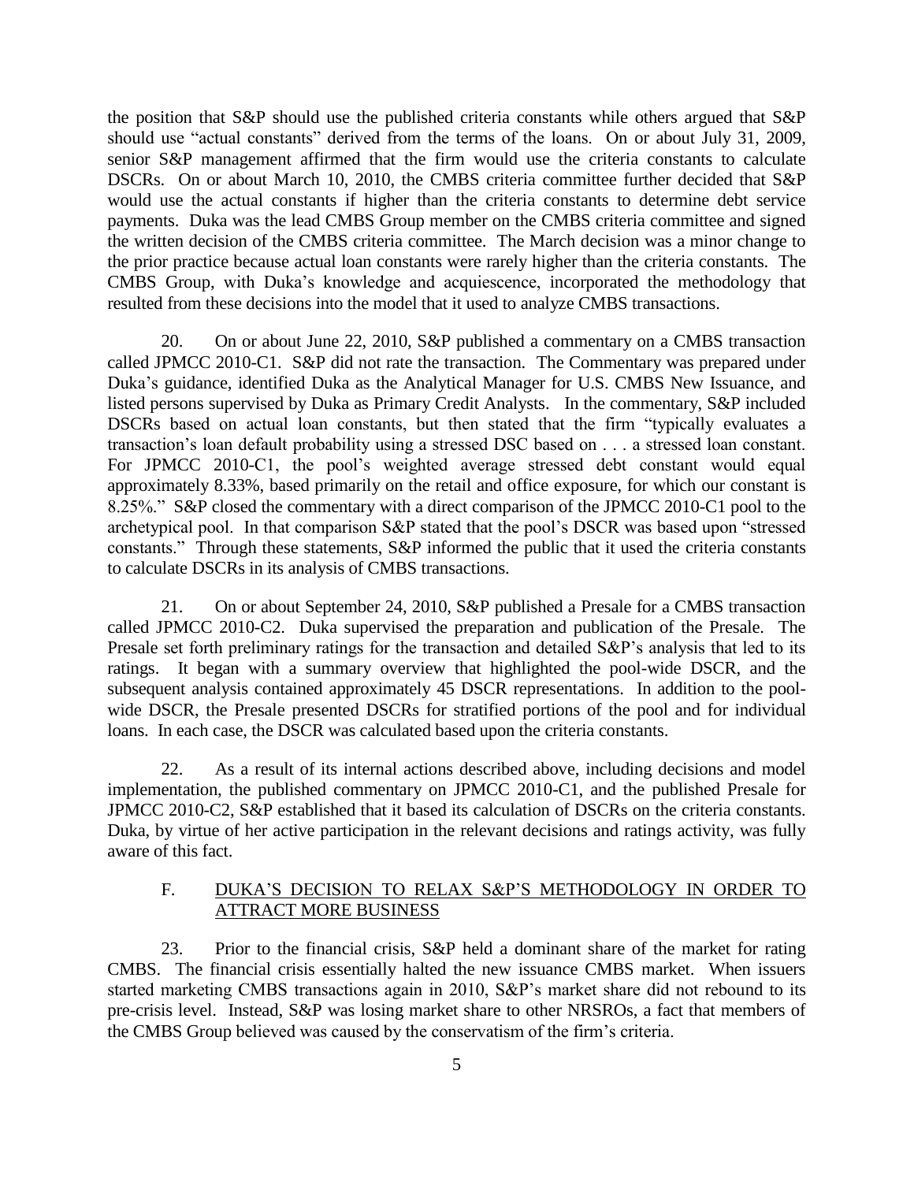the position that S&P should use the published criteria constants while others argued that S&P should use "actual constants" derived from the terms of the loans. On or about July 31, 2009, senior S&P management affirmed that the firm would use the criteria constants to calculate DSCRs. On or about March 10, 2010, the CMBS criteria committee further decided that S&P would use the actual constants if higher than the criteria constants to determine debt service payments. Duka was the lead CMBS Group member on the CMBS criteria committee and signed the written decision of the CMBS criteria committee. The March decision was a minor change to the prior practice because actual loan constants were rarely higher than the criteria constants. The CMBS Group, with Duka's knowledge and acquiescence, incorporated the methodology that resulted from these decisions into the model that it used to analyze CMBS transactions.

20. On or about June 22, 2010, S&P published a commentary on a CMBS transaction called JPMCC 2010-C1. S&P did not rate the transaction. The Commentary was prepared under Duka's guidance, identified Duka as the Analytical Manager for U.S. CMBS New Issuance, and listed persons supervised by Duka as Primary Credit Analysts. In the commentary, S&P included DSCRs based on actual loan constants, but then stated that the firm "typically evaluates a transaction's loan default probability using a stressed DSC based on . . . a stressed loan constant. For JPMCC 2010-C1, the pool's weighted average stressed debt constant would equal approximately 8.33%, based primarily on the retail and office exposure, for which our constant is 8.25%." S&P closed the commentary with a direct comparison of the JPMCC 2010-C1 pool to the archetypical pool. In that comparison S&P stated that the pool's DSCR was based upon "stressed constants." Through these statements, S&P informed the public that it used the criteria constants to calculate DSCRs in its analysis of CMBS transactions.

21. On or about September 24, 2010, S&P published a Presale for a CMBS transaction called JPMCC 2010-C2. Duka supervised the preparation and publication of the Presale. The Presale set forth preliminary ratings for the transaction and detailed S&P's analysis that led to its ratings. It began with a summary overview that highlighted the pool-wide DSCR, and the subsequent analysis contained approximately 45 DSCR representations. In addition to the pool-wide DSCR, the Presale presented DSCRs for stratified portions of the pool and for individual loans. In each case, the DSCR was calculated based upon the criteria constants.

22. As a result of its internal actions described above, including decisions and model implementation, the published commentary on JPMCC 2010-C1, and the published Presale for JPMCC 2010-C2, S&P established that it based its calculation of DSCRs on the criteria constants. Duka, by virtue of her active participation in the relevant decisions and ratings activity, was fully aware of this fact.

### F. DUKA'S DECISION TO RELAX S&P'S METHODOLOGY IN ORDER TO ATTRACT MORE BUSINESS

23. Prior to the financial crisis, S&P held a dominant share of the market for rating CMBS. The financial crisis essentially halted the new issuance CMBS market. When issuers started marketing CMBS transactions again in 2010, S&P's market share did not rebound to its pre-crisis level. Instead, S&P was losing market share to other NRSROs, a fact that members of the CMBS Group believed was caused by the conservatism of the firm's criteria.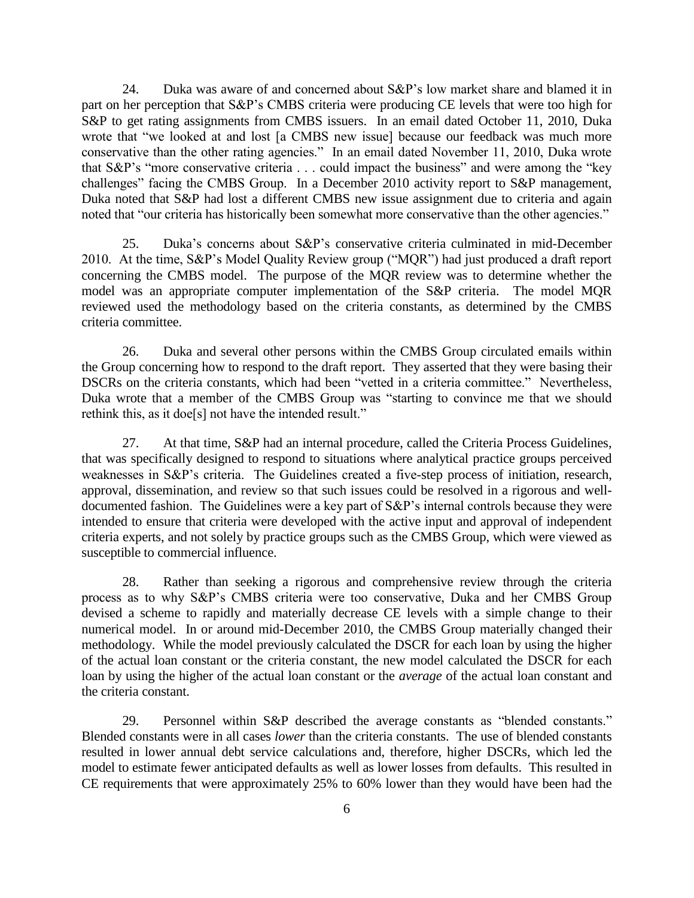24. Duka was aware of and concerned about S&P's low market share and blamed it in part on her perception that S&P's CMBS criteria were producing CE levels that were too high for S&P to get rating assignments from CMBS issuers. In an email dated October 11, 2010, Duka wrote that "we looked at and lost [a CMBS new issue] because our feedback was much more conservative than the other rating agencies." In an email dated November 11, 2010, Duka wrote that S&P's "more conservative criteria . . . could impact the business" and were among the "key challenges" facing the CMBS Group. In a December 2010 activity report to S&P management, Duka noted that S&P had lost a different CMBS new issue assignment due to criteria and again noted that "our criteria has historically been somewhat more conservative than the other agencies."

25. Duka's concerns about S&P's conservative criteria culminated in mid-December 2010. At the time, S&P's Model Quality Review group ("MQR") had just produced a draft report concerning the CMBS model. The purpose of the MQR review was to determine whether the model was an appropriate computer implementation of the S&P criteria. The model MQR reviewed used the methodology based on the criteria constants, as determined by the CMBS criteria committee.

26. Duka and several other persons within the CMBS Group circulated emails within the Group concerning how to respond to the draft report. They asserted that they were basing their DSCRs on the criteria constants, which had been "vetted in a criteria committee." Nevertheless, Duka wrote that a member of the CMBS Group was "starting to convince me that we should rethink this, as it doe[s] not have the intended result."

27. At that time, S&P had an internal procedure, called the Criteria Process Guidelines, that was specifically designed to respond to situations where analytical practice groups perceived weaknesses in S&P's criteria. The Guidelines created a five-step process of initiation, research, approval, dissemination, and review so that such issues could be resolved in a rigorous and well-documented fashion. The Guidelines were a key part of S&P's internal controls because they were intended to ensure that criteria were developed with the active input and approval of independent criteria experts, and not solely by practice groups such as the CMBS Group, which were viewed as susceptible to commercial influence.

28. Rather than seeking a rigorous and comprehensive review through the criteria process as to why S&P's CMBS criteria were too conservative, Duka and her CMBS Group devised a scheme to rapidly and materially decrease CE levels with a simple change to their numerical model. In or around mid-December 2010, the CMBS Group materially changed their methodology. While the model previously calculated the DSCR for each loan by using the higher of the actual loan constant or the criteria constant, the new model calculated the DSCR for each loan by using the higher of the actual loan constant or the *average* of the actual loan constant and the criteria constant.

29. Personnel within S&P described the average constants as "blended constants." Blended constants were in all cases *lower* than the criteria constants. The use of blended constants resulted in lower annual debt service calculations and, therefore, higher DSCRs, which led the model to estimate fewer anticipated defaults as well as lower losses from defaults. This resulted in CE requirements that were approximately 25% to 60% lower than they would have been had the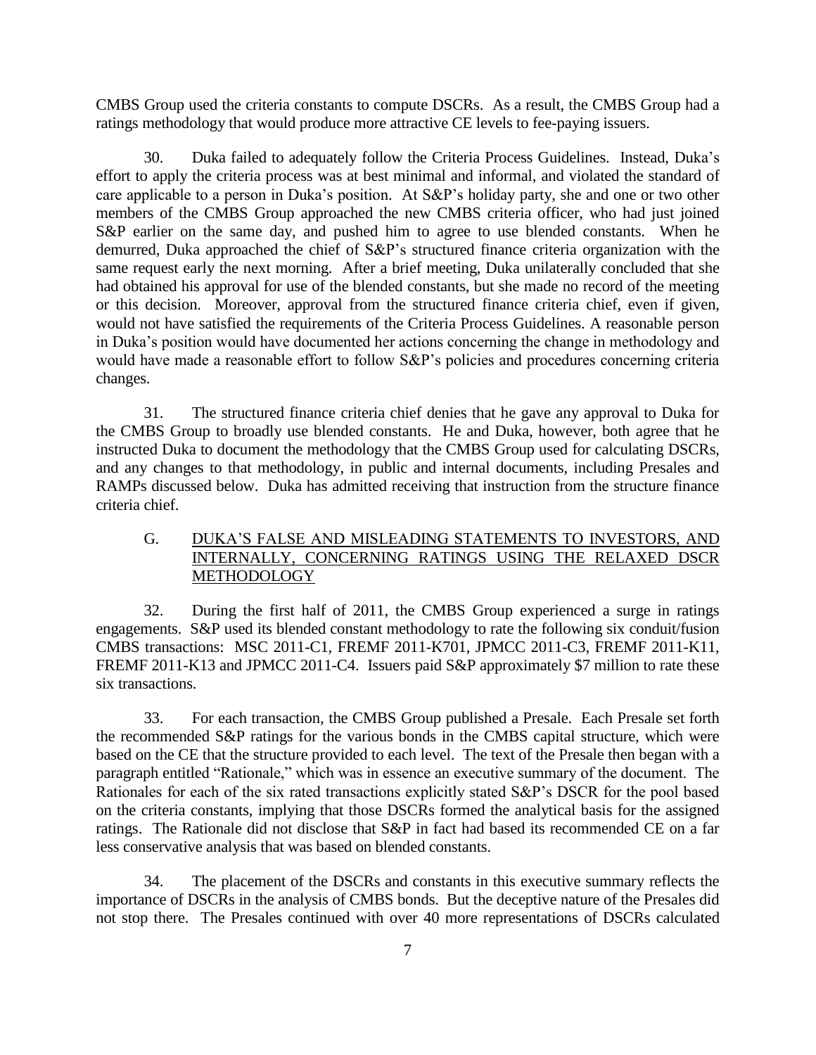CMBS Group used the criteria constants to compute DSCRs. As a result, the CMBS Group had a ratings methodology that would produce more attractive CE levels to fee-paying issuers.

30. Duka failed to adequately follow the Criteria Process Guidelines. Instead, Duka's effort to apply the criteria process was at best minimal and informal, and violated the standard of care applicable to a person in Duka's position. At S&P's holiday party, she and one or two other members of the CMBS Group approached the new CMBS criteria officer, who had just joined S&P earlier on the same day, and pushed him to agree to use blended constants. When he demurred, Duka approached the chief of S&P's structured finance criteria organization with the same request early the next morning. After a brief meeting, Duka unilaterally concluded that she had obtained his approval for use of the blended constants, but she made no record of the meeting or this decision. Moreover, approval from the structured finance criteria chief, even if given, would not have satisfied the requirements of the Criteria Process Guidelines. A reasonable person in Duka's position would have documented her actions concerning the change in methodology and would have made a reasonable effort to follow S&P's policies and procedures concerning criteria changes.

31. The structured finance criteria chief denies that he gave any approval to Duka for the CMBS Group to broadly use blended constants. He and Duka, however, both agree that he instructed Duka to document the methodology that the CMBS Group used for calculating DSCRs, and any changes to that methodology, in public and internal documents, including Presales and RAMPs discussed below. Duka has admitted receiving that instruction from the structure finance criteria chief.

## G. DUKA'S FALSE AND MISLEADING STATEMENTS TO INVESTORS, AND INTERNALLY, CONCERNING RATINGS USING THE RELAXED DSCR METHODOLOGY

32. During the first half of 2011, the CMBS Group experienced a surge in ratings engagements. S&P used its blended constant methodology to rate the following six conduit/fusion CMBS transactions: MSC 2011-C1, FREMF 2011-K701, JPMCC 2011-C3, FREMF 2011-K11, FREMF 2011-K13 and JPMCC 2011-C4. Issuers paid S&P approximately $7 million to rate these six transactions.

33. For each transaction, the CMBS Group published a Presale. Each Presale set forth the recommended S&P ratings for the various bonds in the CMBS capital structure, which were based on the CE that the structure provided to each level. The text of the Presale then began with a paragraph entitled "Rationale," which was in essence an executive summary of the document. The Rationales for each of the six rated transactions explicitly stated S&P's DSCR for the pool based on the criteria constants, implying that those DSCRs formed the analytical basis for the assigned ratings. The Rationale did not disclose that S&P in fact had based its recommended CE on a far less conservative analysis that was based on blended constants.

34. The placement of the DSCRs and constants in this executive summary reflects the importance of DSCRs in the analysis of CMBS bonds. But the deceptive nature of the Presales did not stop there. The Presales continued with over 40 more representations of DSCRs calculated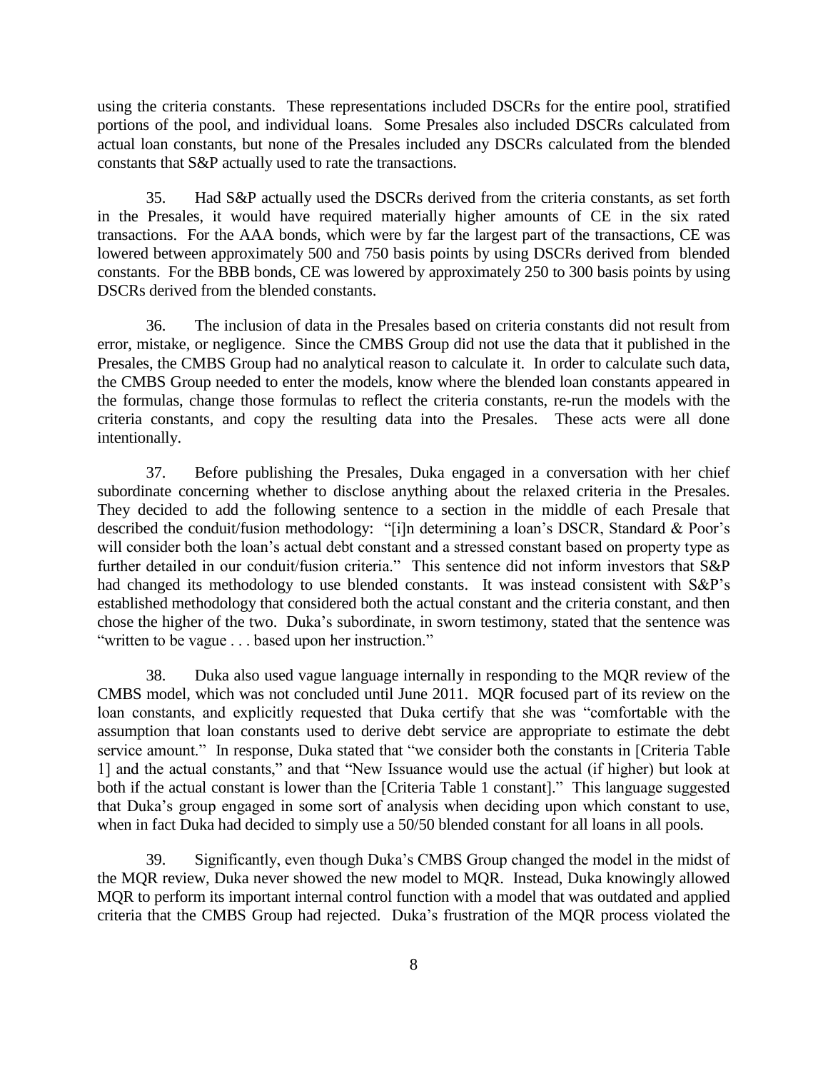using the criteria constants. These representations included DSCRs for the entire pool, stratified portions of the pool, and individual loans. Some Presales also included DSCRs calculated from actual loan constants, but none of the Presales included any DSCRs calculated from the blended constants that S&P actually used to rate the transactions.

35. Had S&P actually used the DSCRs derived from the criteria constants, as set forth in the Presales, it would have required materially higher amounts of CE in the six rated transactions. For the AAA bonds, which were by far the largest part of the transactions, CE was lowered between approximately 500 and 750 basis points by using DSCRs derived from blended constants. For the BBB bonds, CE was lowered by approximately 250 to 300 basis points by using DSCRs derived from the blended constants.

36. The inclusion of data in the Presales based on criteria constants did not result from error, mistake, or negligence. Since the CMBS Group did not use the data that it published in the Presales, the CMBS Group had no analytical reason to calculate it. In order to calculate such data, the CMBS Group needed to enter the models, know where the blended loan constants appeared in the formulas, change those formulas to reflect the criteria constants, re-run the models with the criteria constants, and copy the resulting data into the Presales. These acts were all done intentionally.

37. Before publishing the Presales, Duka engaged in a conversation with her chief subordinate concerning whether to disclose anything about the relaxed criteria in the Presales. They decided to add the following sentence to a section in the middle of each Presale that described the conduit/fusion methodology: "[i]n determining a loan's DSCR, Standard & Poor's will consider both the loan's actual debt constant and a stressed constant based on property type as further detailed in our conduit/fusion criteria." This sentence did not inform investors that S&P had changed its methodology to use blended constants. It was instead consistent with S&P's established methodology that considered both the actual constant and the criteria constant, and then chose the higher of the two. Duka's subordinate, in sworn testimony, stated that the sentence was "written to be vague . . . based upon her instruction."

38. Duka also used vague language internally in responding to the MQR review of the CMBS model, which was not concluded until June 2011. MQR focused part of its review on the loan constants, and explicitly requested that Duka certify that she was "comfortable with the assumption that loan constants used to derive debt service are appropriate to estimate the debt service amount." In response, Duka stated that "we consider both the constants in [Criteria Table 1] and the actual constants," and that "New Issuance would use the actual (if higher) but look at both if the actual constant is lower than the [Criteria Table 1 constant]." This language suggested that Duka's group engaged in some sort of analysis when deciding upon which constant to use, when in fact Duka had decided to simply use a 50/50 blended constant for all loans in all pools.

39. Significantly, even though Duka's CMBS Group changed the model in the midst of the MQR review, Duka never showed the new model to MQR. Instead, Duka knowingly allowed MQR to perform its important internal control function with a model that was outdated and applied criteria that the CMBS Group had rejected. Duka's frustration of the MQR process violated the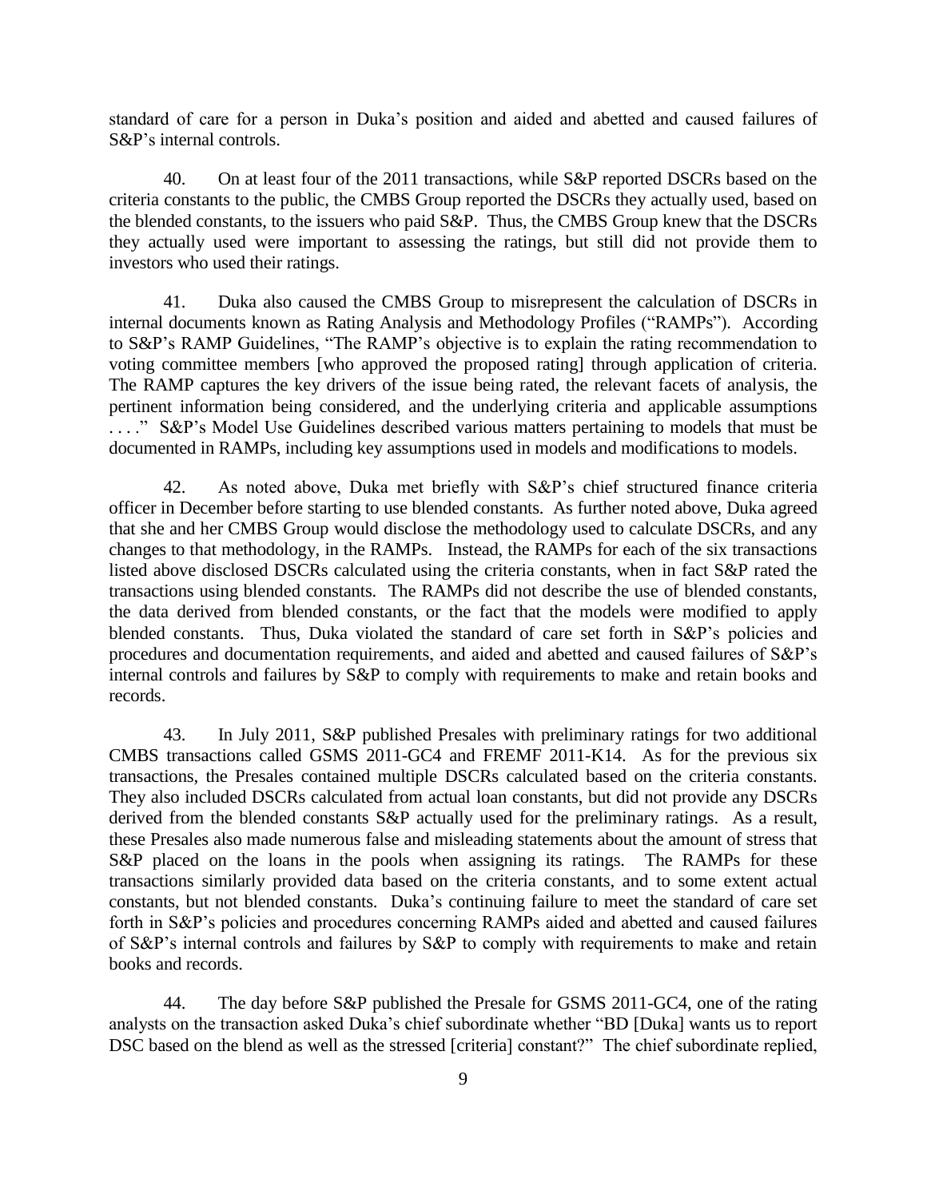standard of care for a person in Duka's position and aided and abetted and caused failures of S&P's internal controls.

40. On at least four of the 2011 transactions, while S&P reported DSCRs based on the criteria constants to the public, the CMBS Group reported the DSCRs they actually used, based on the blended constants, to the issuers who paid S&P. Thus, the CMBS Group knew that the DSCRs they actually used were important to assessing the ratings, but still did not provide them to investors who used their ratings.

41. Duka also caused the CMBS Group to misrepresent the calculation of DSCRs in internal documents known as Rating Analysis and Methodology Profiles ("RAMPs"). According to S&P's RAMP Guidelines, "The RAMP's objective is to explain the rating recommendation to voting committee members [who approved the proposed rating] through application of criteria. The RAMP captures the key drivers of the issue being rated, the relevant facets of analysis, the pertinent information being considered, and the underlying criteria and applicable assumptions . . . ." S&P's Model Use Guidelines described various matters pertaining to models that must be documented in RAMPs, including key assumptions used in models and modifications to models.

42. As noted above, Duka met briefly with S&P's chief structured finance criteria officer in December before starting to use blended constants. As further noted above, Duka agreed that she and her CMBS Group would disclose the methodology used to calculate DSCRs, and any changes to that methodology, in the RAMPs. Instead, the RAMPs for each of the six transactions listed above disclosed DSCRs calculated using the criteria constants, when in fact S&P rated the transactions using blended constants. The RAMPs did not describe the use of blended constants, the data derived from blended constants, or the fact that the models were modified to apply blended constants. Thus, Duka violated the standard of care set forth in S&P's policies and procedures and documentation requirements, and aided and abetted and caused failures of S&P's internal controls and failures by S&P to comply with requirements to make and retain books and records.

43. In July 2011, S&P published Presales with preliminary ratings for two additional CMBS transactions called GSMS 2011-GC4 and FREMF 2011-K14. As for the previous six transactions, the Presales contained multiple DSCRs calculated based on the criteria constants. They also included DSCRs calculated from actual loan constants, but did not provide any DSCRs derived from the blended constants S&P actually used for the preliminary ratings. As a result, these Presales also made numerous false and misleading statements about the amount of stress that S&P placed on the loans in the pools when assigning its ratings. The RAMPs for these transactions similarly provided data based on the criteria constants, and to some extent actual constants, but not blended constants. Duka's continuing failure to meet the standard of care set forth in S&P's policies and procedures concerning RAMPs aided and abetted and caused failures of S&P's internal controls and failures by S&P to comply with requirements to make and retain books and records.

44. The day before S&P published the Presale for GSMS 2011-GC4, one of the rating analysts on the transaction asked Duka's chief subordinate whether "BD [Duka] wants us to report DSC based on the blend as well as the stressed [criteria] constant?" The chief subordinate replied,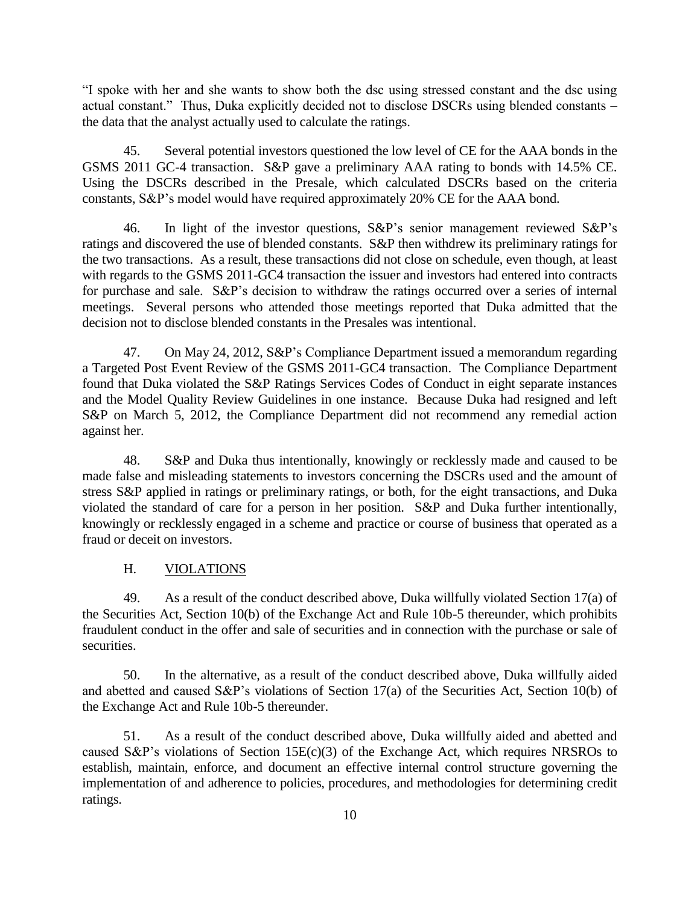"I spoke with her and she wants to show both the dsc using stressed constant and the dsc using actual constant." Thus, Duka explicitly decided not to disclose DSCRs using blended constants – the data that the analyst actually used to calculate the ratings.

45. Several potential investors questioned the low level of CE for the AAA bonds in the GSMS 2011 GC-4 transaction. S&P gave a preliminary AAA rating to bonds with 14.5% CE. Using the DSCRs described in the Presale, which calculated DSCRs based on the criteria constants, S&P's model would have required approximately 20% CE for the AAA bond.

46. In light of the investor questions, S&P's senior management reviewed S&P's ratings and discovered the use of blended constants. S&P then withdrew its preliminary ratings for the two transactions. As a result, these transactions did not close on schedule, even though, at least with regards to the GSMS 2011-GC4 transaction the issuer and investors had entered into contracts for purchase and sale. S&P's decision to withdraw the ratings occurred over a series of internal meetings. Several persons who attended those meetings reported that Duka admitted that the decision not to disclose blended constants in the Presales was intentional.

47. On May 24, 2012, S&P's Compliance Department issued a memorandum regarding a Targeted Post Event Review of the GSMS 2011-GC4 transaction. The Compliance Department found that Duka violated the S&P Ratings Services Codes of Conduct in eight separate instances and the Model Quality Review Guidelines in one instance. Because Duka had resigned and left S&P on March 5, 2012, the Compliance Department did not recommend any remedial action against her.

48. S&P and Duka thus intentionally, knowingly or recklessly made and caused to be made false and misleading statements to investors concerning the DSCRs used and the amount of stress S&P applied in ratings or preliminary ratings, or both, for the eight transactions, and Duka violated the standard of care for a person in her position. S&P and Duka further intentionally, knowingly or recklessly engaged in a scheme and practice or course of business that operated as a fraud or deceit on investors.

## H. VIOLATIONS

49. As a result of the conduct described above, Duka willfully violated Section 17(a) of the Securities Act, Section 10(b) of the Exchange Act and Rule 10b-5 thereunder, which prohibits fraudulent conduct in the offer and sale of securities and in connection with the purchase or sale of securities.

50. In the alternative, as a result of the conduct described above, Duka willfully aided and abetted and caused S&P's violations of Section 17(a) of the Securities Act, Section 10(b) of the Exchange Act and Rule 10b-5 thereunder.

51. As a result of the conduct described above, Duka willfully aided and abetted and caused S&P's violations of Section 15E(c)(3) of the Exchange Act, which requires NRSROs to establish, maintain, enforce, and document an effective internal control structure governing the implementation of and adherence to policies, procedures, and methodologies for determining credit ratings.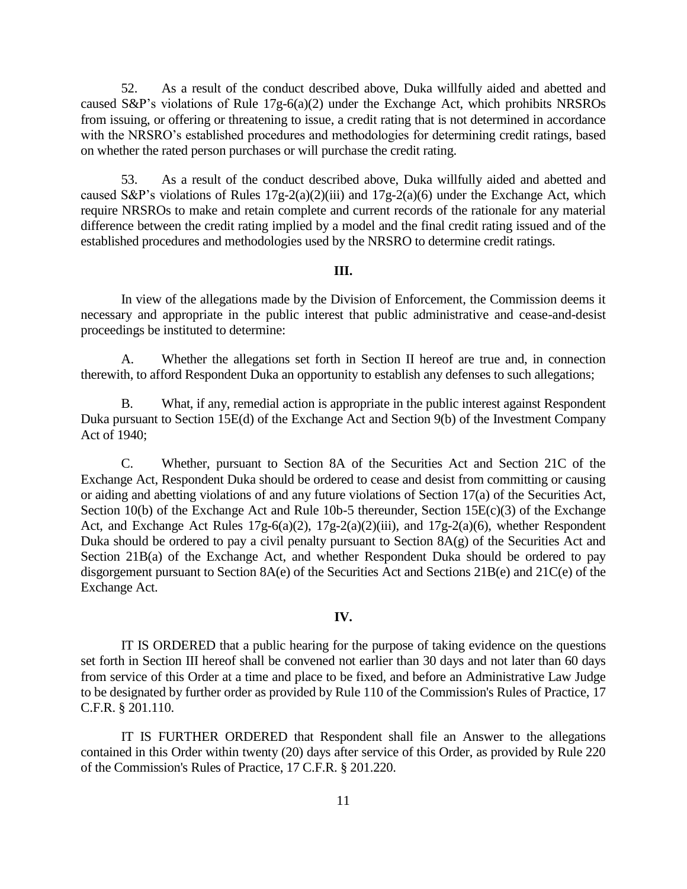52. As a result of the conduct described above, Duka willfully aided and abetted and caused S&P's violations of Rule 17g-6(a)(2) under the Exchange Act, which prohibits NRSROs from issuing, or offering or threatening to issue, a credit rating that is not determined in accordance with the NRSRO's established procedures and methodologies for determining credit ratings, based on whether the rated person purchases or will purchase the credit rating.

53. As a result of the conduct described above, Duka willfully aided and abetted and caused S&P's violations of Rules 17g-2(a)(2)(iii) and 17g-2(a)(6) under the Exchange Act, which require NRSROs to make and retain complete and current records of the rationale for any material difference between the credit rating implied by a model and the final credit rating issued and of the established procedures and methodologies used by the NRSRO to determine credit ratings.

## III.

In view of the allegations made by the Division of Enforcement, the Commission deems it necessary and appropriate in the public interest that public administrative and cease-and-desist proceedings be instituted to determine:

A. Whether the allegations set forth in Section II hereof are true and, in connection therewith, to afford Respondent Duka an opportunity to establish any defenses to such allegations;

B. What, if any, remedial action is appropriate in the public interest against Respondent Duka pursuant to Section 15E(d) of the Exchange Act and Section 9(b) of the Investment Company Act of 1940;

C. Whether, pursuant to Section 8A of the Securities Act and Section 21C of the Exchange Act, Respondent Duka should be ordered to cease and desist from committing or causing or aiding and abetting violations of and any future violations of Section 17(a) of the Securities Act, Section 10(b) of the Exchange Act and Rule 10b-5 thereunder, Section 15E(c)(3) of the Exchange Act, and Exchange Act Rules 17g-6(a)(2), 17g-2(a)(2)(iii), and 17g-2(a)(6), whether Respondent Duka should be ordered to pay a civil penalty pursuant to Section 8A(g) of the Securities Act and Section 21B(a) of the Exchange Act, and whether Respondent Duka should be ordered to pay disgorgement pursuant to Section 8A(e) of the Securities Act and Sections 21B(e) and 21C(e) of the Exchange Act.

## IV.

IT IS ORDERED that a public hearing for the purpose of taking evidence on the questions set forth in Section III hereof shall be convened not earlier than 30 days and not later than 60 days from service of this Order at a time and place to be fixed, and before an Administrative Law Judge to be designated by further order as provided by Rule 110 of the Commission's Rules of Practice, 17 C.F.R. § 201.110.

IT IS FURTHER ORDERED that Respondent shall file an Answer to the allegations contained in this Order within twenty (20) days after service of this Order, as provided by Rule 220 of the Commission's Rules of Practice, 17 C.F.R. § 201.220.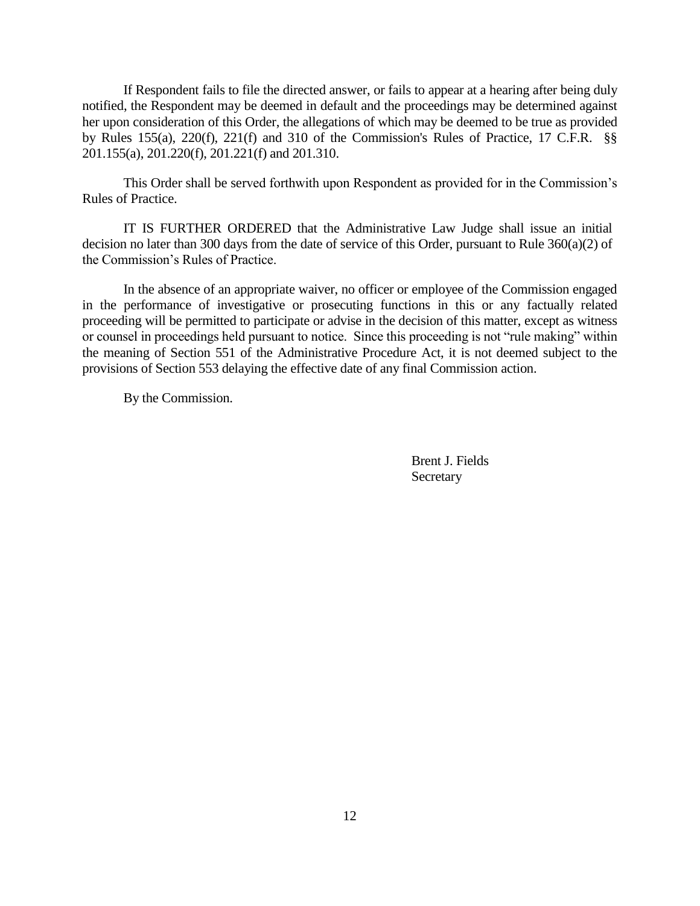If Respondent fails to file the directed answer, or fails to appear at a hearing after being duly notified, the Respondent may be deemed in default and the proceedings may be determined against her upon consideration of this Order, the allegations of which may be deemed to be true as provided by Rules 155(a), 220(f), 221(f) and 310 of the Commission's Rules of Practice, 17 C.F.R. §§ 201.155(a), 201.220(f), 201.221(f) and 201.310.

This Order shall be served forthwith upon Respondent as provided for in the Commission's Rules of Practice.

IT IS FURTHER ORDERED that the Administrative Law Judge shall issue an initial decision no later than 300 days from the date of service of this Order, pursuant to Rule 360(a)(2) of the Commission's Rules of Practice.

In the absence of an appropriate waiver, no officer or employee of the Commission engaged in the performance of investigative or prosecuting functions in this or any factually related proceeding will be permitted to participate or advise in the decision of this matter, except as witness or counsel in proceedings held pursuant to notice. Since this proceeding is not "rule making" within the meaning of Section 551 of the Administrative Procedure Act, it is not deemed subject to the provisions of Section 553 delaying the effective date of any final Commission action.

By the Commission.

Brent J. Fields
Secretary